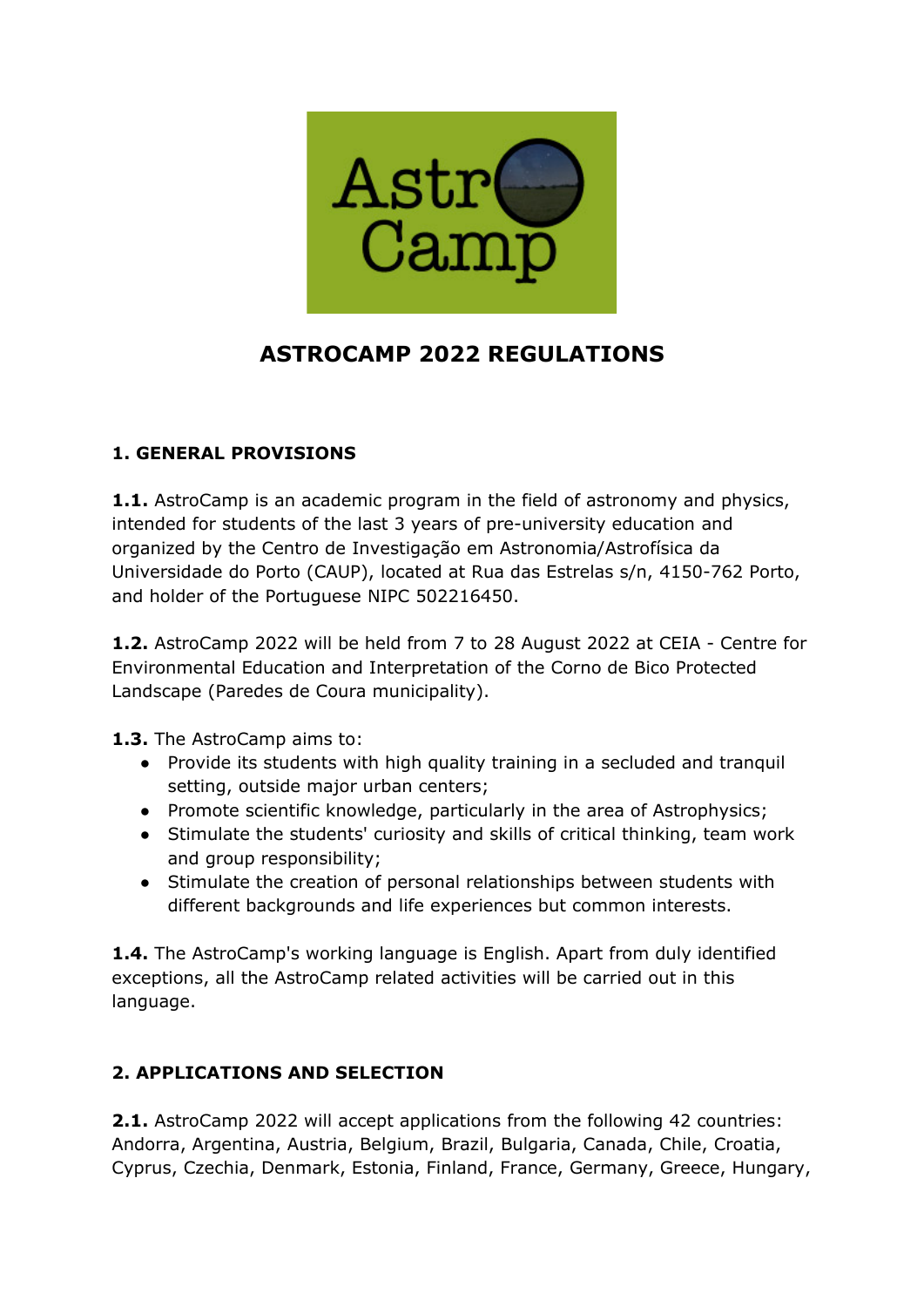# ASTROCAMP 2022 REGULATIONS

## 1. GENERAL PROVISIONS

**1.1.** AstroCamp is an academic program in the field of astronomy and physics, intended for students of the last 3 years of pre-university education and organized by the Centro de Investigação em Astronomia/Astrofísica da Universidade do Porto (CAUP), located at Rua das Estrelas s/n, 4150-762 Porto, and holder of the Portuguese NIPC 502216450.

**1.2.** AstroCamp 2022 will be held from 7 to 28 August 2022 at CEIA - Centre for Environmental Education and Interpretation of the Corno de Bico Protected Landscape (Paredes de Coura municipality).

**1.3.** The AstroCamp aims to:

- Provide its students with high quality training in a secluded and tranquil setting, outside major urban centers;
- Promote scientific knowledge, particularly in the area of Astrophysics;
- Stimulate the students' curiosity and skills of critical thinking, team work and group responsibility;
- Stimulate the creation of personal relationships between students with different backgrounds and life experiences but common interests.

**1.4.** The AstroCamp's working language is English. Apart from duly identified exceptions, all the AstroCamp related activities will be carried out in this language.

## 2. APPLICATIONS AND SELECTION

**2.1.** AstroCamp 2022 will accept applications from the following 42 countries: Andorra, Argentina, Austria, Belgium, Brazil, Bulgaria, Canada, Chile, Croatia, Cyprus, Czechia, Denmark, Estonia, Finland, France, Germany, Greece, Hungary,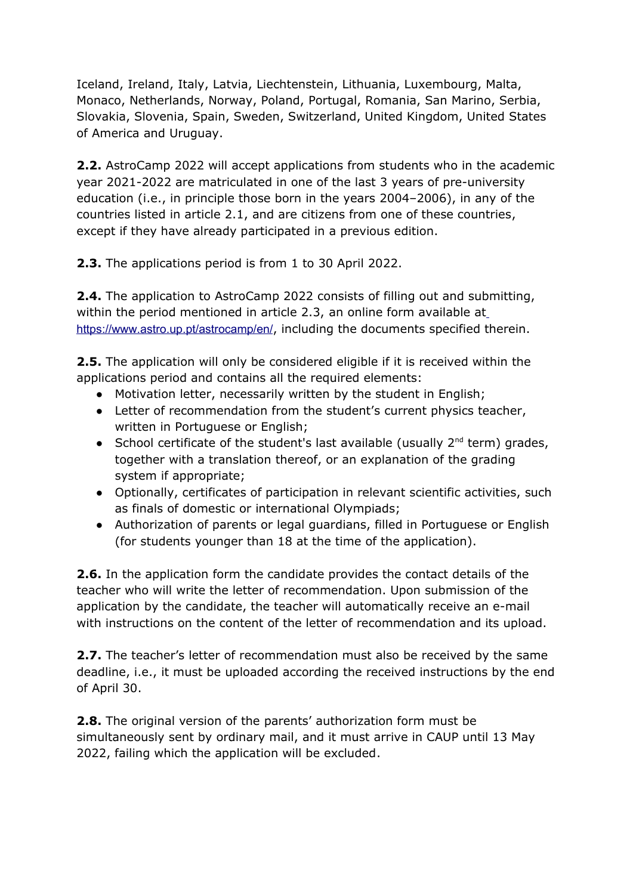Iceland, Ireland, Italy, Latvia, Liechtenstein, Lithuania, Luxembourg, Malta, Monaco, Netherlands, Norway, Poland, Portugal, Romania, San Marino, Serbia, Slovakia, Slovenia, Spain, Sweden, Switzerland, United Kingdom, United States of America and Uruguay.

**2.2.** AstroCamp 2022 will accept applications from students who in the academic year 2021-2022 are matriculated in one of the last 3 years of pre-university education (i.e., in principle those born in the years 2004–2006), in any of the countries listed in article 2.1, and are citizens from one of these countries, except if they have already participated in a previous edition.

**2.3.** The applications period is from 1 to 30 April 2022.

**2.4.** The application to AstroCamp 2022 consists of filling out and submitting, within the period mentioned in article 2.3, an online form available at https://www.astro.up.pt/astrocamp/en/, including the documents specified therein.

**2.5.** The application will only be considered eligible if it is received within the applications period and contains all the required elements:

- Motivation letter, necessarily written by the student in English;
- Letter of recommendation from the student's current physics teacher, written in Portuguese or English;
- School certificate of the student's last available (usually 2nd term) grades, together with a translation thereof, or an explanation of the grading system if appropriate;
- Optionally, certificates of participation in relevant scientific activities, such as finals of domestic or international Olympiads;
- Authorization of parents or legal guardians, filled in Portuguese or English (for students younger than 18 at the time of the application).

**2.6.** In the application form the candidate provides the contact details of the teacher who will write the letter of recommendation. Upon submission of the application by the candidate, the teacher will automatically receive an e-mail with instructions on the content of the letter of recommendation and its upload.

**2.7.** The teacher's letter of recommendation must also be received by the same deadline, i.e., it must be uploaded according the received instructions by the end of April 30.

**2.8.** The original version of the parents' authorization form must be simultaneously sent by ordinary mail, and it must arrive in CAUP until 13 May 2022, failing which the application will be excluded.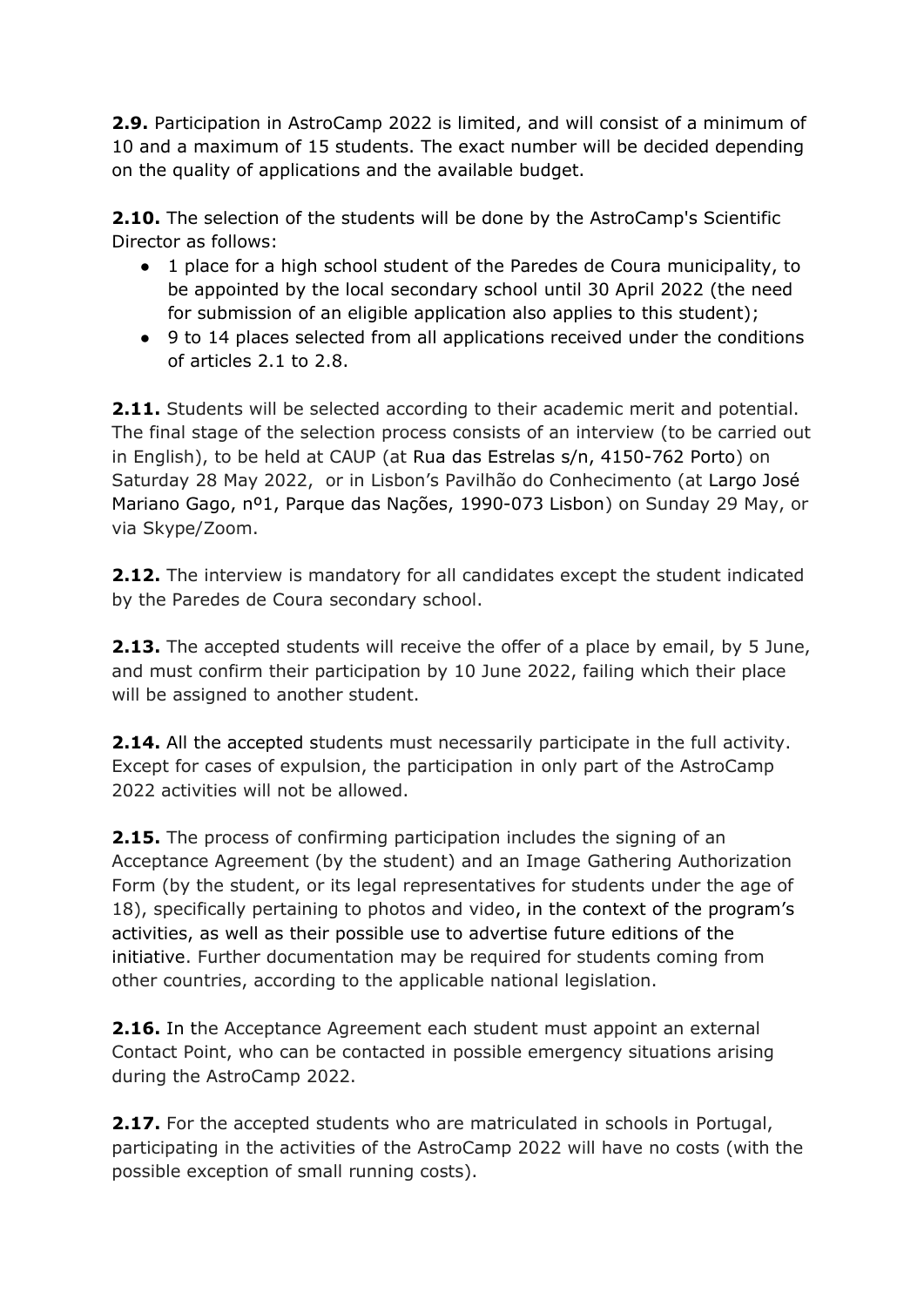**2.9.** Participation in AstroCamp 2022 is limited, and will consist of a minimum of 10 and a maximum of 15 students. The exact number will be decided depending on the quality of applications and the available budget.

**2.10.** The selection of the students will be done by the AstroCamp's Scientific Director as follows:

- 1 place for a high school student of the Paredes de Coura municipality, to be appointed by the local secondary school until 30 April 2022 (the need for submission of an eligible application also applies to this student);
- 9 to 14 places selected from all applications received under the conditions of articles 2.1 to 2.8.

**2.11.** Students will be selected according to their academic merit and potential. The final stage of the selection process consists of an interview (to be carried out in English), to be held at CAUP (at Rua das Estrelas s/n, 4150-762 Porto) on Saturday 28 May 2022, or in Lisbon's Pavilhão do Conhecimento (at Largo José Mariano Gago, nº1, Parque das Nações, 1990-073 Lisbon) on Sunday 29 May, or via Skype/Zoom.

**2.12.** The interview is mandatory for all candidates except the student indicated by the Paredes de Coura secondary school.

**2.13.** The accepted students will receive the offer of a place by email, by 5 June, and must confirm their participation by 10 June 2022, failing which their place will be assigned to another student.

**2.14.** All the accepted students must necessarily participate in the full activity. Except for cases of expulsion, the participation in only part of the AstroCamp 2022 activities will not be allowed.

**2.15.** The process of confirming participation includes the signing of an Acceptance Agreement (by the student) and an Image Gathering Authorization Form (by the student, or its legal representatives for students under the age of 18), specifically pertaining to photos and video, in the context of the program's activities, as well as their possible use to advertise future editions of the initiative. Further documentation may be required for students coming from other countries, according to the applicable national legislation.

**2.16.** In the Acceptance Agreement each student must appoint an external Contact Point, who can be contacted in possible emergency situations arising during the AstroCamp 2022.

**2.17.** For the accepted students who are matriculated in schools in Portugal, participating in the activities of the AstroCamp 2022 will have no costs (with the possible exception of small running costs).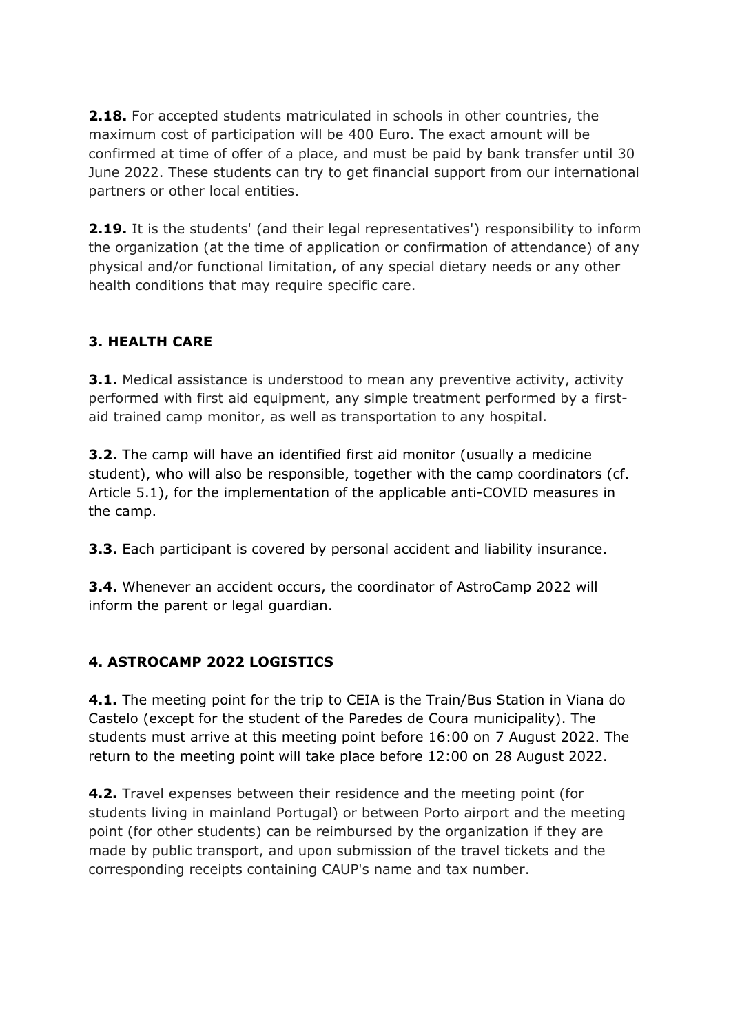**2.18.** For accepted students matriculated in schools in other countries, the maximum cost of participation will be 400 Euro. The exact amount will be confirmed at time of offer of a place, and must be paid by bank transfer until 30 June 2022. These students can try to get financial support from our international partners or other local entities.

**2.19.** It is the students' (and their legal representatives') responsibility to inform the organization (at the time of application or confirmation of attendance) of any physical and/or functional limitation, of any special dietary needs or any other health conditions that may require specific care.

## 3. HEALTH CARE

**3.1.** Medical assistance is understood to mean any preventive activity, activity performed with first aid equipment, any simple treatment performed by a first-aid trained camp monitor, as well as transportation to any hospital.

**3.2.** The camp will have an identified first aid monitor (usually a medicine student), who will also be responsible, together with the camp coordinators (cf. Article 5.1), for the implementation of the applicable anti-COVID measures in the camp.

**3.3.** Each participant is covered by personal accident and liability insurance.

**3.4.** Whenever an accident occurs, the coordinator of AstroCamp 2022 will inform the parent or legal guardian.

## 4. ASTROCAMP 2022 LOGISTICS

**4.1.** The meeting point for the trip to CEIA is the Train/Bus Station in Viana do Castelo (except for the student of the Paredes de Coura municipality). The students must arrive at this meeting point before 16:00 on 7 August 2022. The return to the meeting point will take place before 12:00 on 28 August 2022.

**4.2.** Travel expenses between their residence and the meeting point (for students living in mainland Portugal) or between Porto airport and the meeting point (for other students) can be reimbursed by the organization if they are made by public transport, and upon submission of the travel tickets and the corresponding receipts containing CAUP's name and tax number.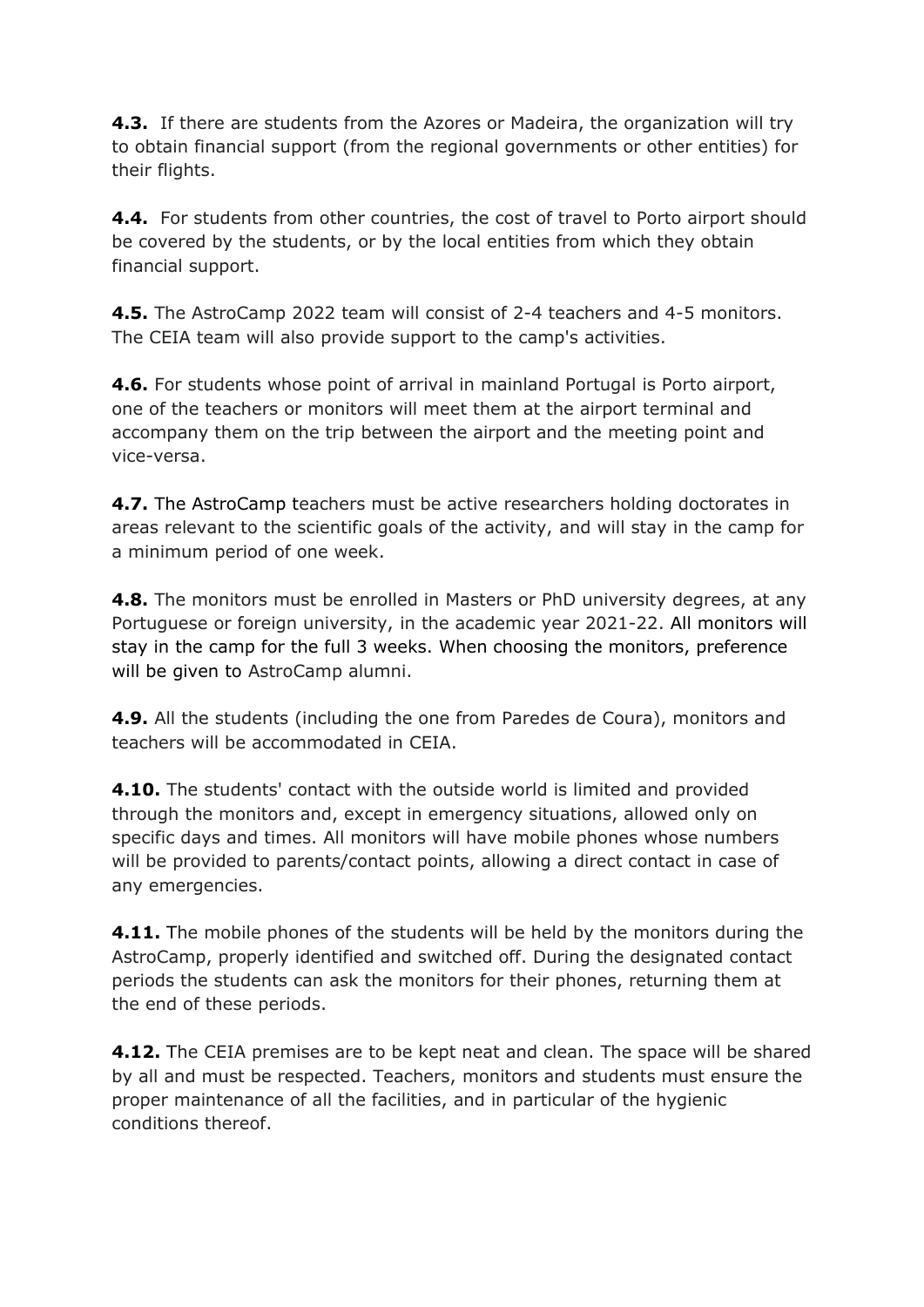**4.3.** If there are students from the Azores or Madeira, the organization will try to obtain financial support (from the regional governments or other entities) for their flights.

**4.4.** For students from other countries, the cost of travel to Porto airport should be covered by the students, or by the local entities from which they obtain financial support.

**4.5.** The AstroCamp 2022 team will consist of 2-4 teachers and 4-5 monitors. The CEIA team will also provide support to the camp's activities.

**4.6.** For students whose point of arrival in mainland Portugal is Porto airport, one of the teachers or monitors will meet them at the airport terminal and accompany them on the trip between the airport and the meeting point and vice-versa.

**4.7.** The AstroCamp teachers must be active researchers holding doctorates in areas relevant to the scientific goals of the activity, and will stay in the camp for a minimum period of one week.

**4.8.** The monitors must be enrolled in Masters or PhD university degrees, at any Portuguese or foreign university, in the academic year 2021-22. All monitors will stay in the camp for the full 3 weeks. When choosing the monitors, preference will be given to AstroCamp alumni.

**4.9.** All the students (including the one from Paredes de Coura), monitors and teachers will be accommodated in CEIA.

**4.10.** The students' contact with the outside world is limited and provided through the monitors and, except in emergency situations, allowed only on specific days and times. All monitors will have mobile phones whose numbers will be provided to parents/contact points, allowing a direct contact in case of any emergencies.

**4.11.** The mobile phones of the students will be held by the monitors during the AstroCamp, properly identified and switched off. During the designated contact periods the students can ask the monitors for their phones, returning them at the end of these periods.

**4.12.** The CEIA premises are to be kept neat and clean. The space will be shared by all and must be respected. Teachers, monitors and students must ensure the proper maintenance of all the facilities, and in particular of the hygienic conditions thereof.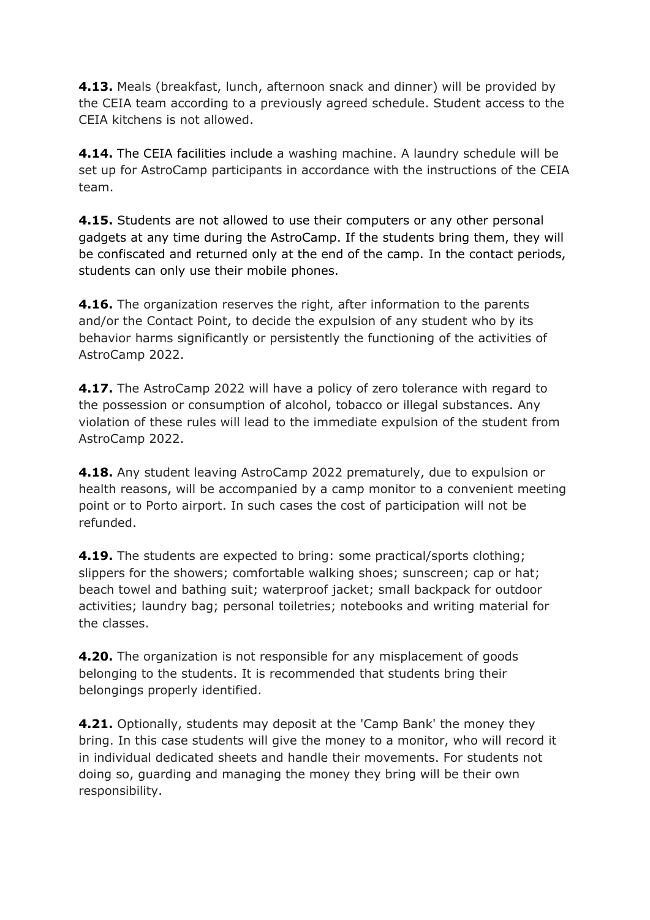**4.13.** Meals (breakfast, lunch, afternoon snack and dinner) will be provided by the CEIA team according to a previously agreed schedule. Student access to the CEIA kitchens is not allowed.

**4.14.** The CEIA facilities include a washing machine. A laundry schedule will be set up for AstroCamp participants in accordance with the instructions of the CEIA team.

**4.15.** Students are not allowed to use their computers or any other personal gadgets at any time during the AstroCamp. If the students bring them, they will be confiscated and returned only at the end of the camp. In the contact periods, students can only use their mobile phones.

**4.16.** The organization reserves the right, after information to the parents and/or the Contact Point, to decide the expulsion of any student who by its behavior harms significantly or persistently the functioning of the activities of AstroCamp 2022.

**4.17.** The AstroCamp 2022 will have a policy of zero tolerance with regard to the possession or consumption of alcohol, tobacco or illegal substances. Any violation of these rules will lead to the immediate expulsion of the student from AstroCamp 2022.

**4.18.** Any student leaving AstroCamp 2022 prematurely, due to expulsion or health reasons, will be accompanied by a camp monitor to a convenient meeting point or to Porto airport. In such cases the cost of participation will not be refunded.

**4.19.** The students are expected to bring: some practical/sports clothing; slippers for the showers; comfortable walking shoes; sunscreen; cap or hat; beach towel and bathing suit; waterproof jacket; small backpack for outdoor activities; laundry bag; personal toiletries; notebooks and writing material for the classes.

**4.20.** The organization is not responsible for any misplacement of goods belonging to the students. It is recommended that students bring their belongings properly identified.

**4.21.** Optionally, students may deposit at the 'Camp Bank' the money they bring. In this case students will give the money to a monitor, who will record it in individual dedicated sheets and handle their movements. For students not doing so, guarding and managing the money they bring will be their own responsibility.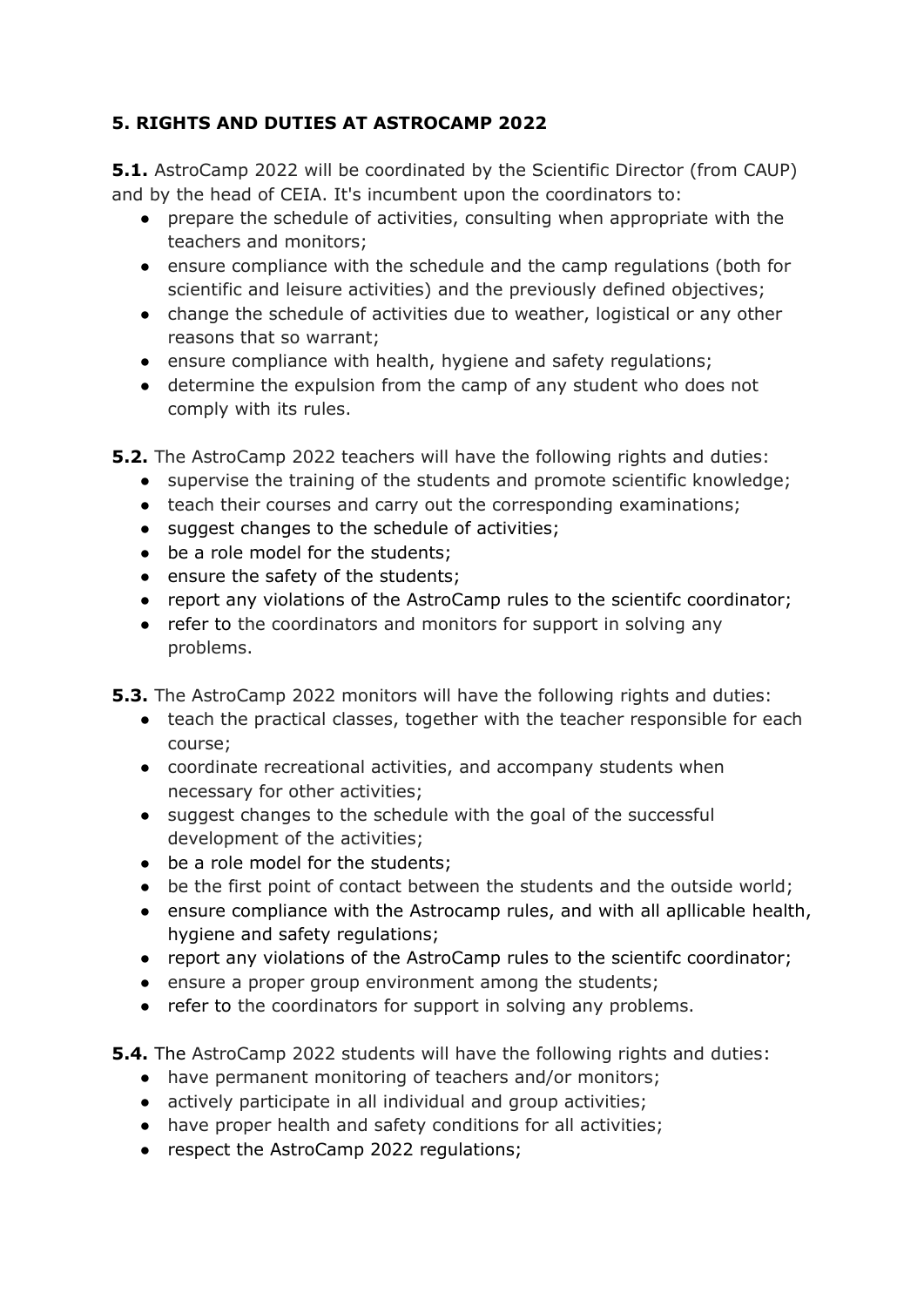## 5. RIGHTS AND DUTIES AT ASTROCAMP 2022

**5.1.** AstroCamp 2022 will be coordinated by the Scientific Director (from CAUP) and by the head of CEIA. It's incumbent upon the coordinators to:

- prepare the schedule of activities, consulting when appropriate with the teachers and monitors;
- ensure compliance with the schedule and the camp regulations (both for scientific and leisure activities) and the previously defined objectives;
- change the schedule of activities due to weather, logistical or any other reasons that so warrant;
- ensure compliance with health, hygiene and safety regulations;
- determine the expulsion from the camp of any student who does not comply with its rules.

**5.2.** The AstroCamp 2022 teachers will have the following rights and duties:

- supervise the training of the students and promote scientific knowledge;
- teach their courses and carry out the corresponding examinations;
- suggest changes to the schedule of activities;
- be a role model for the students;
- ensure the safety of the students;
- report any violations of the AstroCamp rules to the scientifc coordinator;
- refer to the coordinators and monitors for support in solving any problems.

**5.3.** The AstroCamp 2022 monitors will have the following rights and duties:

- teach the practical classes, together with the teacher responsible for each course;
- coordinate recreational activities, and accompany students when necessary for other activities;
- suggest changes to the schedule with the goal of the successful development of the activities;
- be a role model for the students;
- be the first point of contact between the students and the outside world;
- ensure compliance with the Astrocamp rules, and with all apllicable health, hygiene and safety regulations;
- report any violations of the AstroCamp rules to the scientifc coordinator;
- ensure a proper group environment among the students;
- refer to the coordinators for support in solving any problems.

**5.4.** The AstroCamp 2022 students will have the following rights and duties:

- have permanent monitoring of teachers and/or monitors;
- actively participate in all individual and group activities;
- have proper health and safety conditions for all activities;
- respect the AstroCamp 2022 regulations;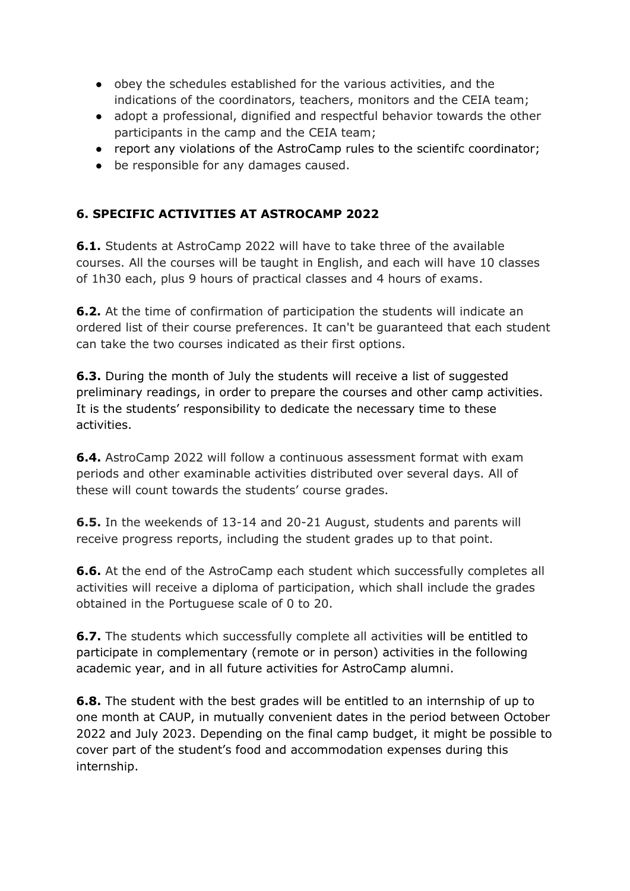- obey the schedules established for the various activities, and the indications of the coordinators, teachers, monitors and the CEIA team;
- adopt a professional, dignified and respectful behavior towards the other participants in the camp and the CEIA team;
- report any violations of the AstroCamp rules to the scientifc coordinator;
- be responsible for any damages caused.

## 6. SPECIFIC ACTIVITIES AT ASTROCAMP 2022

**6.1.** Students at AstroCamp 2022 will have to take three of the available courses. All the courses will be taught in English, and each will have 10 classes of 1h30 each, plus 9 hours of practical classes and 4 hours of exams.

**6.2.** At the time of confirmation of participation the students will indicate an ordered list of their course preferences. It can't be guaranteed that each student can take the two courses indicated as their first options.

**6.3.** During the month of July the students will receive a list of suggested preliminary readings, in order to prepare the courses and other camp activities. It is the students' responsibility to dedicate the necessary time to these activities.

**6.4.** AstroCamp 2022 will follow a continuous assessment format with exam periods and other examinable activities distributed over several days. All of these will count towards the students' course grades.

**6.5.** In the weekends of 13-14 and 20-21 August, students and parents will receive progress reports, including the student grades up to that point.

**6.6.** At the end of the AstroCamp each student which successfully completes all activities will receive a diploma of participation, which shall include the grades obtained in the Portuguese scale of 0 to 20.

**6.7.** The students which successfully complete all activities will be entitled to participate in complementary (remote or in person) activities in the following academic year, and in all future activities for AstroCamp alumni.

**6.8.** The student with the best grades will be entitled to an internship of up to one month at CAUP, in mutually convenient dates in the period between October 2022 and July 2023. Depending on the final camp budget, it might be possible to cover part of the student's food and accommodation expenses during this internship.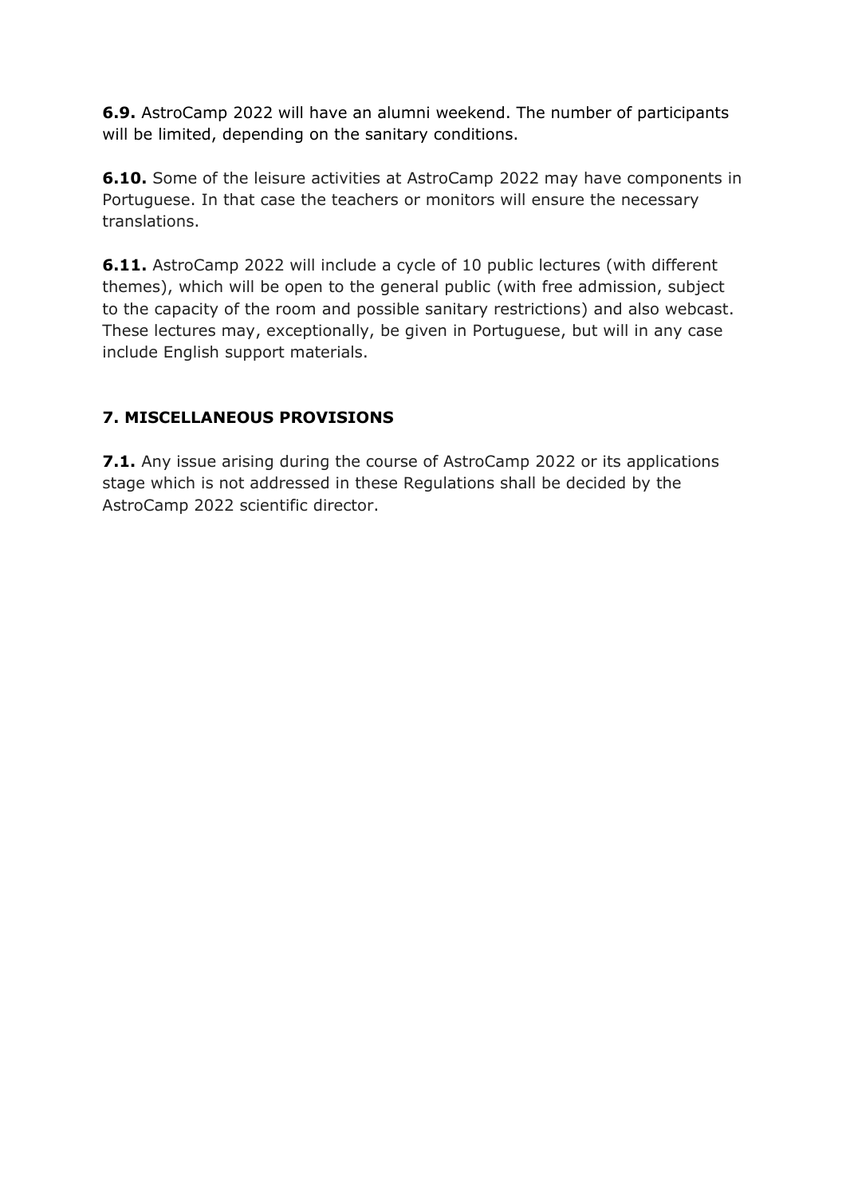**6.9.** AstroCamp 2022 will have an alumni weekend. The number of participants will be limited, depending on the sanitary conditions.

**6.10.** Some of the leisure activities at AstroCamp 2022 may have components in Portuguese. In that case the teachers or monitors will ensure the necessary translations.

**6.11.** AstroCamp 2022 will include a cycle of 10 public lectures (with different themes), which will be open to the general public (with free admission, subject to the capacity of the room and possible sanitary restrictions) and also webcast. These lectures may, exceptionally, be given in Portuguese, but will in any case include English support materials.

## 7. MISCELLANEOUS PROVISIONS

**7.1.** Any issue arising during the course of AstroCamp 2022 or its applications stage which is not addressed in these Regulations shall be decided by the AstroCamp 2022 scientific director.